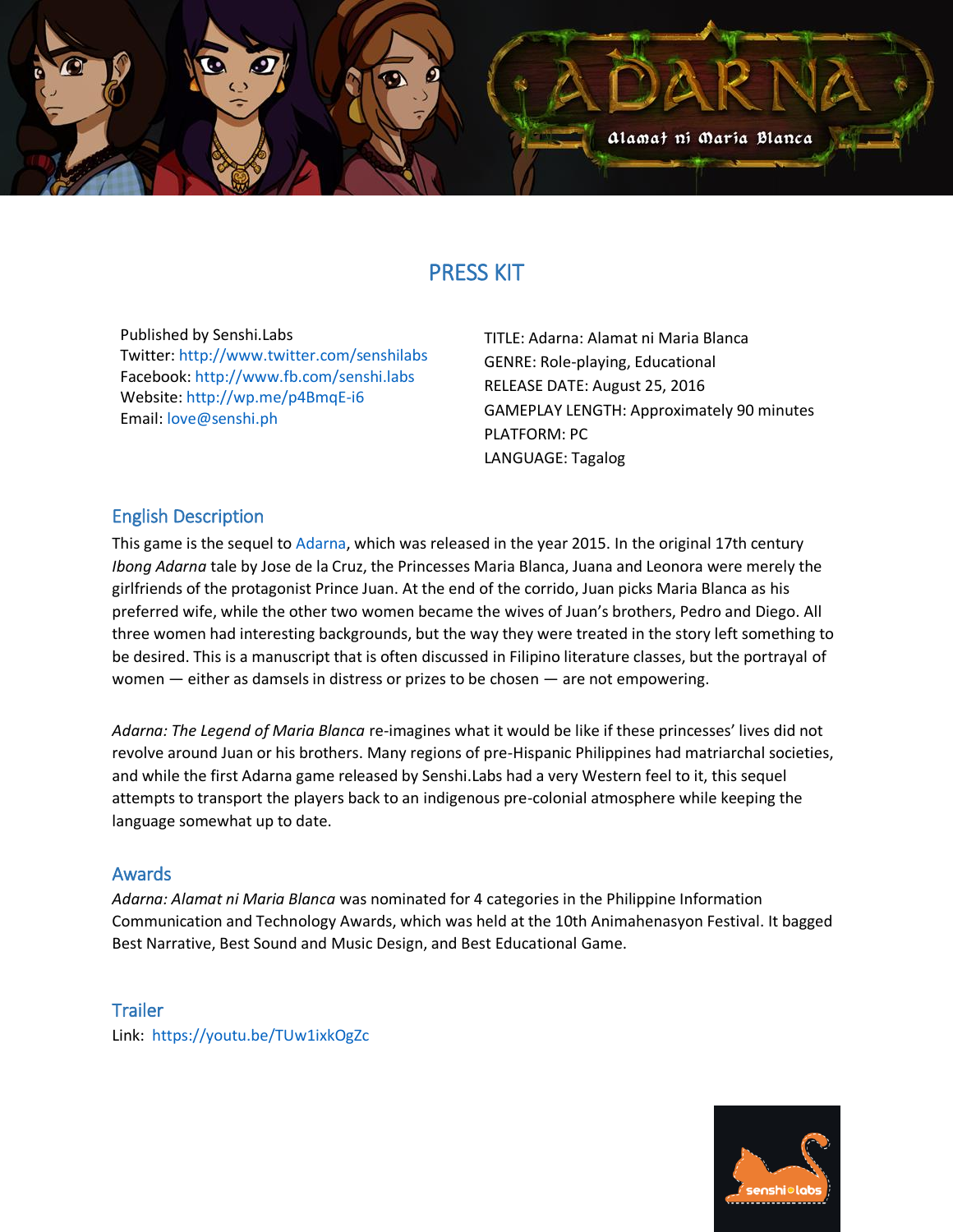# PRESS KIT

Published by Senshi.Labs
Twitter: http://www.twitter.com/senshilabs
Facebook: http://www.fb.com/senshi.labs
Website: http://wp.me/p4BmqE-i6
Email: love@senshi.ph

TITLE: Adarna: Alamat ni Maria Blanca
GENRE: Role-playing, Educational
RELEASE DATE: August 25, 2016
GAMEPLAY LENGTH: Approximately 90 minutes
PLATFORM: PC
LANGUAGE: Tagalog

## English Description

This game is the sequel to Adarna, which was released in the year 2015. In the original 17th century *Ibong Adarna* tale by Jose de la Cruz, the Princesses Maria Blanca, Juana and Leonora were merely the girlfriends of the protagonist Prince Juan. At the end of the corrido, Juan picks Maria Blanca as his preferred wife, while the other two women became the wives of Juan's brothers, Pedro and Diego. All three women had interesting backgrounds, but the way they were treated in the story left something to be desired. This is a manuscript that is often discussed in Filipino literature classes, but the portrayal of women — either as damsels in distress or prizes to be chosen — are not empowering.

*Adarna: The Legend of Maria Blanca* re-imagines what it would be like if these princesses' lives did not revolve around Juan or his brothers. Many regions of pre-Hispanic Philippines had matriarchal societies, and while the first Adarna game released by Senshi.Labs had a very Western feel to it, this sequel attempts to transport the players back to an indigenous pre-colonial atmosphere while keeping the language somewhat up to date.

## Awards

*Adarna: Alamat ni Maria Blanca* was nominated for 4 categories in the Philippine Information Communication and Technology Awards, which was held at the 10th Animahenasyon Festival. It bagged Best Narrative, Best Sound and Music Design, and Best Educational Game.

## Trailer

Link: https://youtu.be/TUw1ixkOgZc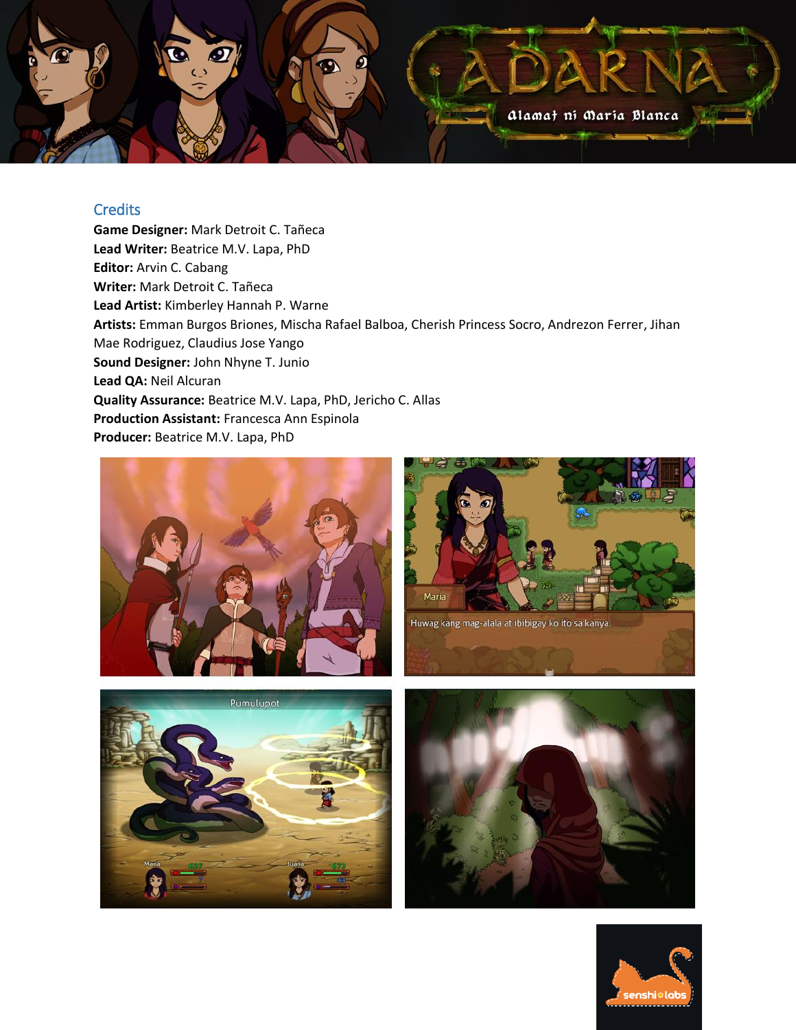## Credits

**Game Designer:** Mark Detroit C. Tañeca
**Lead Writer:** Beatrice M.V. Lapa, PhD
**Editor:** Arvin C. Cabang
**Writer:** Mark Detroit C. Tañeca
**Lead Artist:** Kimberley Hannah P. Warne
**Artists:** Emman Burgos Briones, Mischa Rafael Balboa, Cherish Princess Socro, Andrezon Ferrer, Jihan Mae Rodriguez, Claudius Jose Yango
**Sound Designer:** John Nhyne T. Junio
**Lead QA:** Neil Alcuran
**Quality Assurance:** Beatrice M.V. Lapa, PhD, Jericho C. Allas
**Production Assistant:** Francesca Ann Espinola
**Producer:** Beatrice M.V. Lapa, PhD